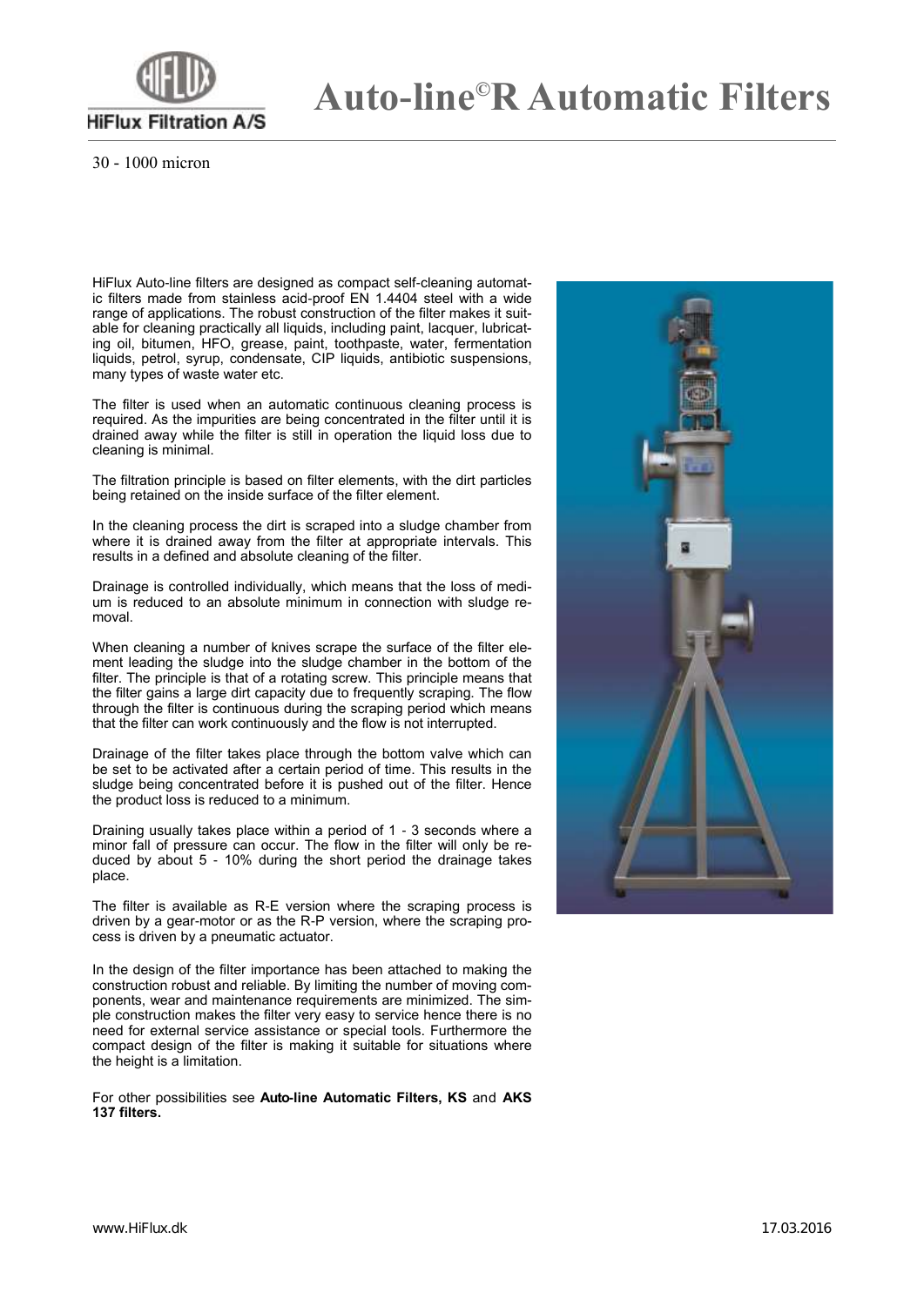# Auto-line©R Automatic Filters

HiFlux Filtration A/S

30 - 1000 micron

HiFlux Auto-line filters are designed as compact self-cleaning automatic filters made from stainless acid-proof EN 1.4404 steel with a wide range of applications. The robust construction of the filter makes it suitable for cleaning practically all liquids, including paint, lacquer, lubricating oil, bitumen, HFO, grease, paint, toothpaste, water, fermentation liquids, petrol, syrup, condensate, CIP liquids, antibiotic suspensions, many types of waste water etc.

The filter is used when an automatic continuous cleaning process is required. As the impurities are being concentrated in the filter until it is drained away while the filter is still in operation the liquid loss due to cleaning is minimal.

The filtration principle is based on filter elements, with the dirt particles being retained on the inside surface of the filter element.

In the cleaning process the dirt is scraped into a sludge chamber from where it is drained away from the filter at appropriate intervals. This results in a defined and absolute cleaning of the filter.

Drainage is controlled individually, which means that the loss of medium is reduced to an absolute minimum in connection with sludge removal.

When cleaning a number of knives scrape the surface of the filter element leading the sludge into the sludge chamber in the bottom of the filter. The principle is that of a rotating screw. This principle means that the filter gains a large dirt capacity due to frequently scraping. The flow through the filter is continuous during the scraping period which means that the filter can work continuously and the flow is not interrupted.

Drainage of the filter takes place through the bottom valve which can be set to be activated after a certain period of time. This results in the sludge being concentrated before it is pushed out of the filter. Hence the product loss is reduced to a minimum.

Draining usually takes place within a period of 1 - 3 seconds where a minor fall of pressure can occur. The flow in the filter will only be reduced by about 5 - 10% during the short period the drainage takes place.

The filter is available as R-E version where the scraping process is driven by a gear-motor or as the R-P version, where the scraping process is driven by a pneumatic actuator.

In the design of the filter importance has been attached to making the construction robust and reliable. By limiting the number of moving components, wear and maintenance requirements are minimized. The simple construction makes the filter very easy to service hence there is no need for external service assistance or special tools. Furthermore the compact design of the filter is making it suitable for situations where the height is a limitation.

For other possibilities see **Auto-line Automatic Filters, KS** and **AKS 137 filters.**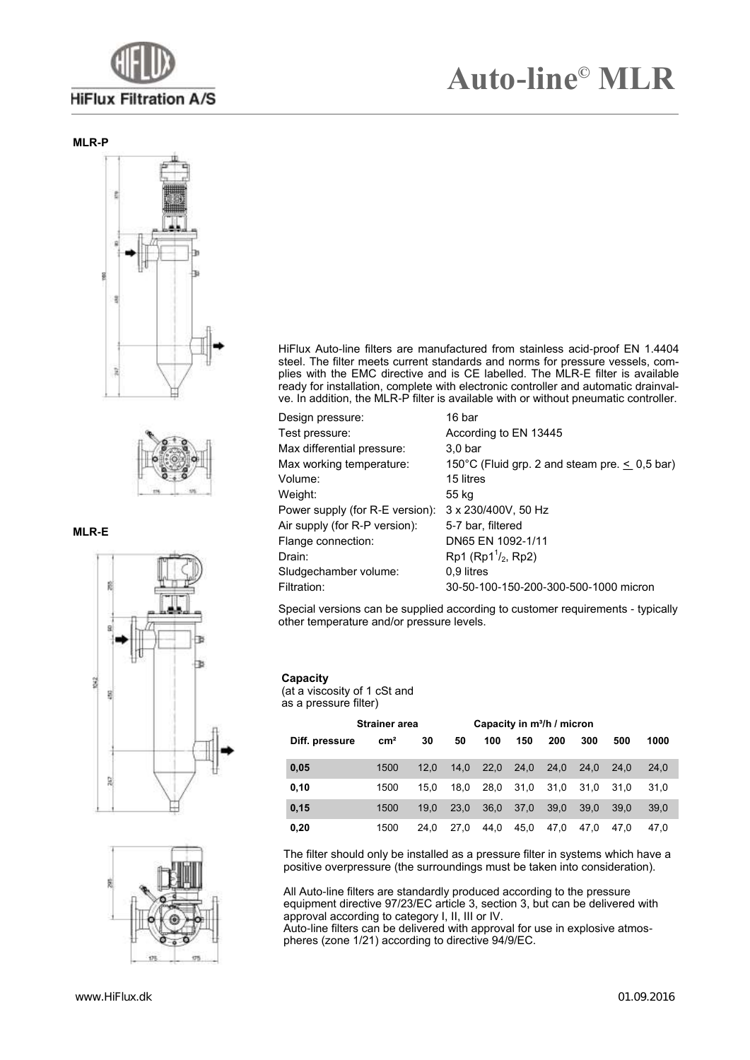# Auto-line© MLR

**MLR-P**

**MLR-E**

HiFlux Auto-line filters are manufactured from stainless acid-proof EN 1.4404 steel. The filter meets current standards and norms for pressure vessels, complies with the EMC directive and is CE labelled. The MLR-E filter is available ready for installation, complete with electronic controller and automatic drainvalve. In addition, the MLR-P filter is available with or without pneumatic controller.

| | |
|---|---|
| Design pressure: | 16 bar |
| Test pressure: | According to EN 13445 |
| Max differential pressure: | 3,0 bar |
| Max working temperature: | 150°C (Fluid grp. 2 and steam pre. ≤ 0,5 bar) |
| Volume: | 15 litres |
| Weight: | 55 kg |
| Power supply (for R-E version): | 3 x 230/400V, 50 Hz |
| Air supply (for R-P version): | 5-7 bar, filtered |
| Flange connection: | DN65 EN 1092-1/11 |
| Drain: | Rp1 (Rp1$^{1}/_{2}$, Rp2) |
| Sludgechamber volume: | 0,9 litres |
| Filtration: | 30-50-100-150-200-300-500-1000 micron |

Special versions can be supplied according to customer requirements - typically other temperature and/or pressure levels.

**Capacity**
(at a viscosity of 1 cSt and as a pressure filter)

| | Strainer area | Capacity in m³/h / micron | | | | | | | |
|---|---|---|---|---|---|---|---|---|---|
| **Diff. pressure** | **cm²** | **30** | **50** | **100** | **150** | **200** | **300** | **500** | **1000** |
| **0,05** | 1500 | 12,0 | 14,0 | 22,0 | 24,0 | 24,0 | 24,0 | 24,0 | 24,0 |
| **0,10** | 1500 | 15,0 | 18,0 | 28,0 | 31,0 | 31,0 | 31,0 | 31,0 | 31,0 |
| **0,15** | 1500 | 19,0 | 23,0 | 36,0 | 37,0 | 39,0 | 39,0 | 39,0 | 39,0 |
| **0,20** | 1500 | 24,0 | 27,0 | 44,0 | 45,0 | 47,0 | 47,0 | 47,0 | 47,0 |

The filter should only be installed as a pressure filter in systems which have a positive overpressure (the surroundings must be taken into consideration).

All Auto-line filters are standardly produced according to the pressure equipment directive 97/23/EC article 3, section 3, but can be delivered with approval according to category I, II, III or IV.
Auto-line filters can be delivered with approval for use in explosive atmospheres (zone 1/21) according to directive 94/9/EC.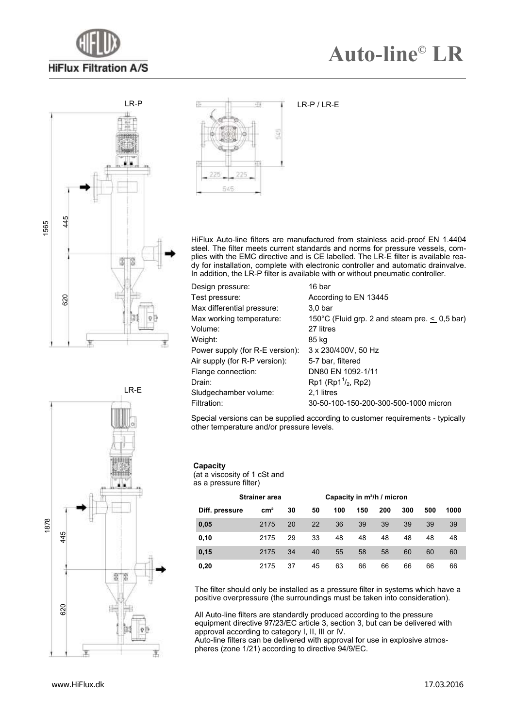# Auto-line© LR

LR-P

LR-P / LR-E

LR-E

HiFlux Auto-line filters are manufactured from stainless acid-proof EN 1.4404 steel. The filter meets current standards and norms for pressure vessels, complies with the EMC directive and is CE labelled. The LR-E filter is available ready for installation, complete with electronic controller and automatic drainvalve. In addition, the LR-P filter is available with or without pneumatic controller.

| | |
|---|---|
| Design pressure: | 16 bar |
| Test pressure: | According to EN 13445 |
| Max differential pressure: | 3,0 bar |
| Max working temperature: | 150°C (Fluid grp. 2 and steam pre. $\leq$ 0,5 bar) |
| Volume: | 27 litres |
| Weight: | 85 kg |
| Power supply (for R-E version): | 3 x 230/400V, 50 Hz |
| Air supply (for R-P version): | 5-7 bar, filtered |
| Flange connection: | DN80 EN 1092-1/11 |
| Drain: | Rp1 (Rp1$^1/_2$, Rp2) |
| Sludgechamber volume: | 2,1 litres |
| Filtration: | 30-50-100-150-200-300-500-1000 micron |

Special versions can be supplied according to customer requirements - typically other temperature and/or pressure levels.

**Capacity**
(at a viscosity of 1 cSt and as a pressure filter)

| | Strainer area | Capacity in m³/h / micron | | | | | | | |
|---|---|---|---|---|---|---|---|---|---|
| Diff. pressure | cm² | 30 | 50 | 100 | 150 | 200 | 300 | 500 | 1000 |
| 0,05 | 2175 | 20 | 22 | 36 | 39 | 39 | 39 | 39 | 39 |
| 0,10 | 2175 | 29 | 33 | 48 | 48 | 48 | 48 | 48 | 48 |
| 0,15 | 2175 | 34 | 40 | 55 | 58 | 58 | 60 | 60 | 60 |
| 0,20 | 2175 | 37 | 45 | 63 | 66 | 66 | 66 | 66 | 66 |

The filter should only be installed as a pressure filter in systems which have a positive overpressure (the surroundings must be taken into consideration).

All Auto-line filters are standardly produced according to the pressure equipment directive 97/23/EC article 3, section 3, but can be delivered with approval according to category I, II, III or IV.
Auto-line filters can be delivered with approval for use in explosive atmospheres (zone 1/21) according to directive 94/9/EC.

www.HiFlux.dk

17.03.2016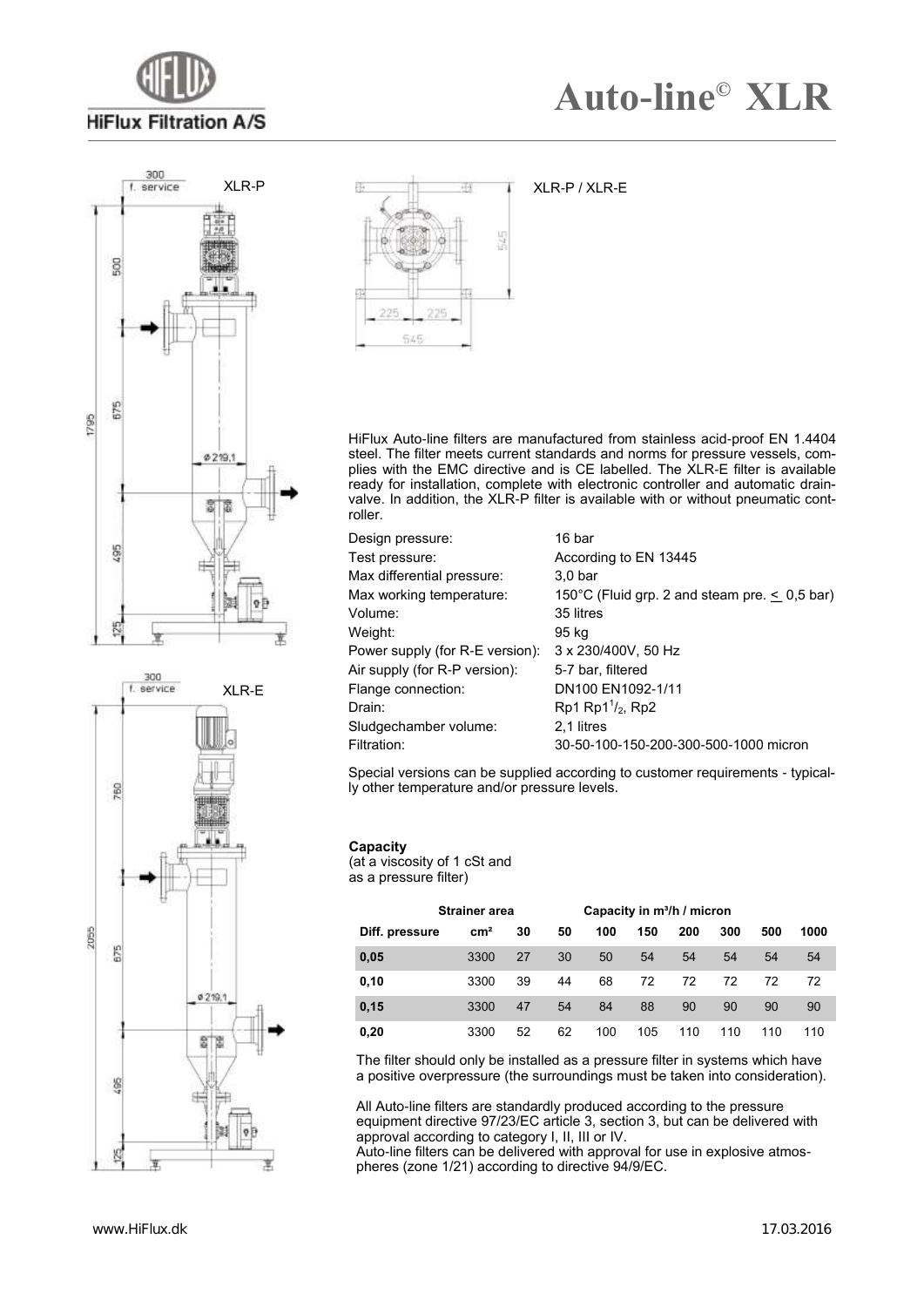# Auto-line© XLR

HiFlux Filtration A/S

XLR-P

XLR-E

XLR-P / XLR-E

HiFlux Auto-line filters are manufactured from stainless acid-proof EN 1.4404 steel. The filter meets current standards and norms for pressure vessels, complies with the EMC directive and is CE labelled. The XLR-E filter is available ready for installation, complete with electronic controller and automatic drain-valve. In addition, the XLR-P filter is available with or without pneumatic controller.

| | |
|---|---|
| Design pressure: | 16 bar |
| Test pressure: | According to EN 13445 |
| Max differential pressure: | 3,0 bar |
| Max working temperature: | 150°C (Fluid grp. 2 and steam pre. ≤ 0,5 bar) |
| Volume: | 35 litres |
| Weight: | 95 kg |
| Power supply (for R-E version): | 3 x 230/400V, 50 Hz |
| Air supply (for R-P version): | 5-7 bar, filtered |
| Flange connection: | DN100 EN1092-1/11 |
| Drain: | Rp1 Rp1$^1/_2$, Rp2 |
| Sludgechamber volume: | 2,1 litres |
| Filtration: | 30-50-100-150-200-300-500-1000 micron |

Special versions can be supplied according to customer requirements - typically other temperature and/or pressure levels.

**Capacity**
(at a viscosity of 1 cSt and as a pressure filter)

| | Strainer area | Capacity in m³/h / micron | | | | | | | |
|---|---|---|---|---|---|---|---|---|---|
| **Diff. pressure** | **cm²** | **30** | **50** | **100** | **150** | **200** | **300** | **500** | **1000** |
| **0,05** | 3300 | 27 | 30 | 50 | 54 | 54 | 54 | 54 | 54 |
| **0,10** | 3300 | 39 | 44 | 68 | 72 | 72 | 72 | 72 | 72 |
| **0,15** | 3300 | 47 | 54 | 84 | 88 | 90 | 90 | 90 | 90 |
| **0,20** | 3300 | 52 | 62 | 100 | 105 | 110 | 110 | 110 | 110 |

The filter should only be installed as a pressure filter in systems which have a positive overpressure (the surroundings must be taken into consideration).

All Auto-line filters are standardly produced according to the pressure equipment directive 97/23/EC article 3, section 3, but can be delivered with approval according to category I, II, III or IV.
Auto-line filters can be delivered with approval for use in explosive atmospheres (zone 1/21) according to directive 94/9/EC.

www.HiFlux.dk

17.03.2016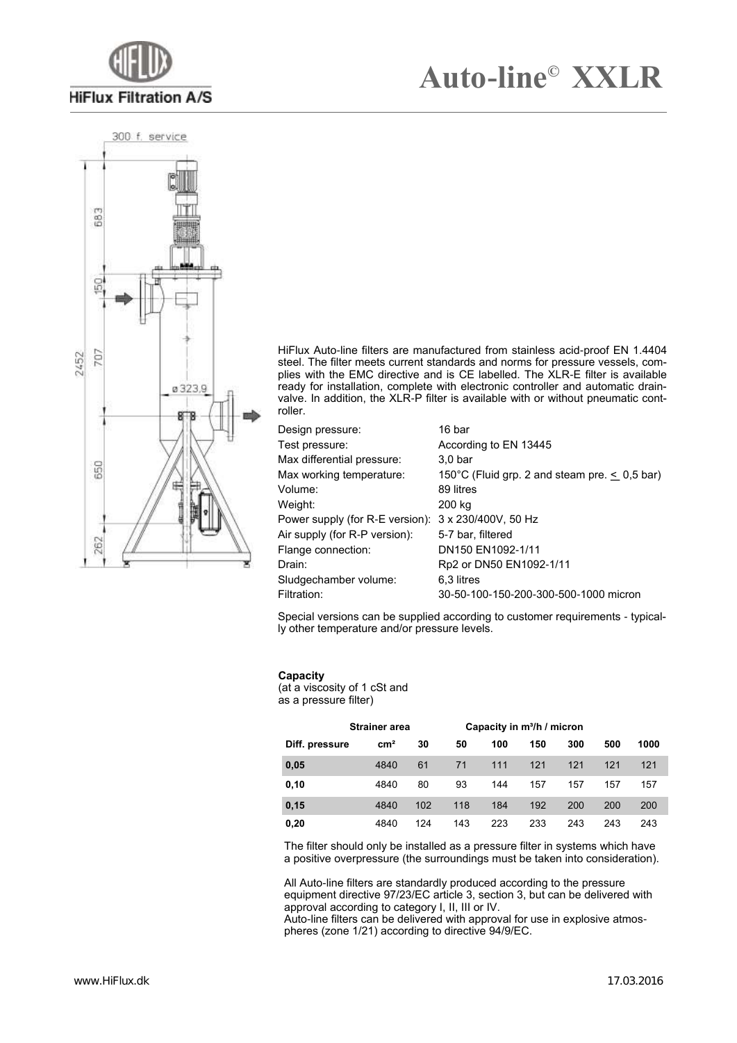# Auto-line© XXLR

HiFlux Filtration A/S

300 f. service

683

150

707

2452

ø 323,9

650

262

HiFlux Auto-line filters are manufactured from stainless acid-proof EN 1.4404 steel. The filter meets current standards and norms for pressure vessels, complies with the EMC directive and is CE labelled. The XLR-E filter is available ready for installation, complete with electronic controller and automatic drain-valve. In addition, the XLR-P filter is available with or without pneumatic controller.

| | |
|---|---|
| Design pressure: | 16 bar |
| Test pressure: | According to EN 13445 |
| Max differential pressure: | 3,0 bar |
| Max working temperature: | 150°C (Fluid grp. 2 and steam pre. ≤ 0,5 bar) |
| Volume: | 89 litres |
| Weight: | 200 kg |
| Power supply (for R-E version): | 3 x 230/400V, 50 Hz |
| Air supply (for R-P version): | 5-7 bar, filtered |
| Flange connection: | DN150 EN1092-1/11 |
| Drain: | Rp2 or DN50 EN1092-1/11 |
| Sludgechamber volume: | 6,3 litres |
| Filtration: | 30-50-100-150-200-300-500-1000 micron |

Special versions can be supplied according to customer requirements - typically other temperature and/or pressure levels.

**Capacity**
(at a viscosity of 1 cSt and as a pressure filter)

| | Strainer area | Capacity in m³/h / micron | | | | | | |
|---|---|---|---|---|---|---|---|---|
| **Diff. pressure** | **cm²** | **30** | **50** | **100** | **150** | **300** | **500** | **1000** |
| **0,05** | 4840 | 61 | 71 | 111 | 121 | 121 | 121 | 121 |
| **0,10** | 4840 | 80 | 93 | 144 | 157 | 157 | 157 | 157 |
| **0,15** | 4840 | 102 | 118 | 184 | 192 | 200 | 200 | 200 |
| **0,20** | 4840 | 124 | 143 | 223 | 233 | 243 | 243 | 243 |

The filter should only be installed as a pressure filter in systems which have a positive overpressure (the surroundings must be taken into consideration).

All Auto-line filters are standardly produced according to the pressure equipment directive 97/23/EC article 3, section 3, but can be delivered with approval according to category I, II, III or IV.
Auto-line filters can be delivered with approval for use in explosive atmospheres (zone 1/21) according to directive 94/9/EC.

www.HiFlux.dk

17.03.2016